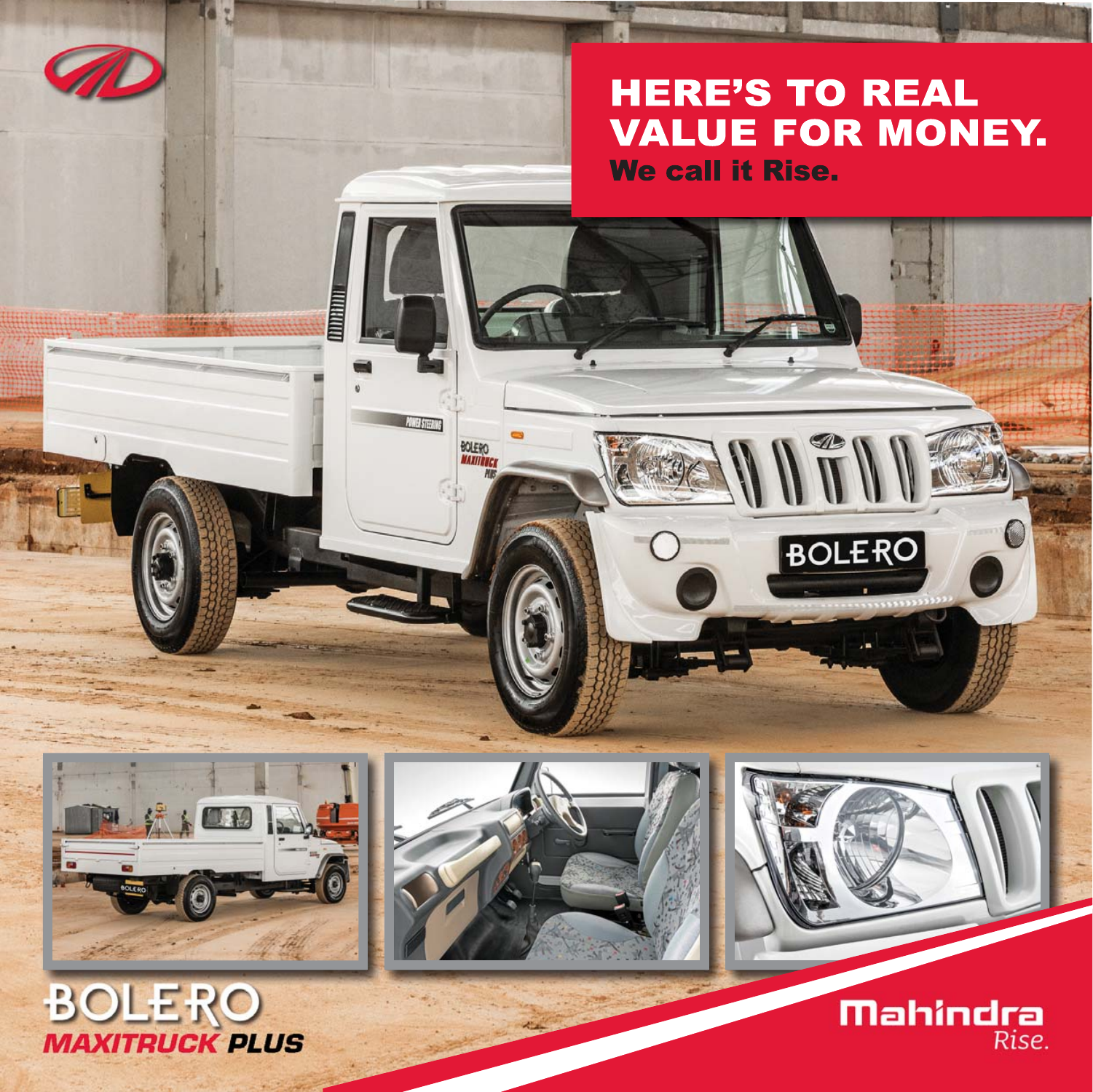# HERE'S TO REAL VALUE FOR MONEY.

**We call it Rise.**

BOLERO

***MAXITRUCK PLUS***

Mahindra

*Rise.*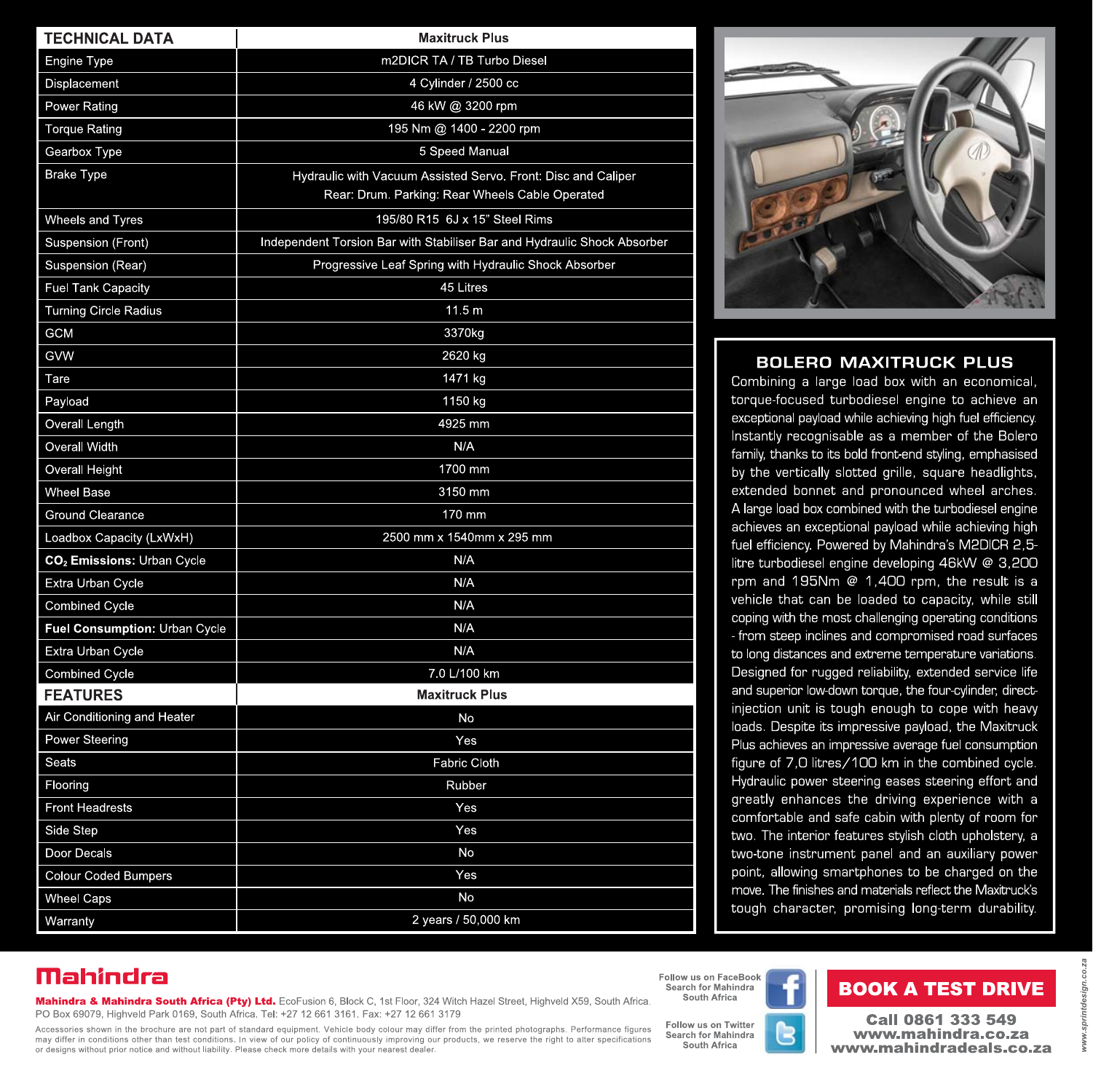| TECHNICAL DATA | Maxitruck Plus |
|---|---|
| Engine Type | m2DICR TA / TB Turbo Diesel |
| Displacement | 4 Cylinder / 2500 cc |
| Power Rating | 46 kW @ 3200 rpm |
| Torque Rating | 195 Nm @ 1400 - 2200 rpm |
| Gearbox Type | 5 Speed Manual |
| Brake Type | Hydraulic with Vacuum Assisted Servo. Front: Disc and Caliper Rear: Drum. Parking: Rear Wheels Cable Operated |
| Wheels and Tyres | 195/80 R15 6J x 15" Steel Rims |
| Suspension (Front) | Independent Torsion Bar with Stabiliser Bar and Hydraulic Shock Absorber |
| Suspension (Rear) | Progressive Leaf Spring with Hydraulic Shock Absorber |
| Fuel Tank Capacity | 45 Litres |
| Turning Circle Radius | 11.5 m |
| GCM | 3370kg |
| GVW | 2620 kg |
| Tare | 1471 kg |
| Payload | 1150 kg |
| Overall Length | 4925 mm |
| Overall Width | N/A |
| Overall Height | 1700 mm |
| Wheel Base | 3150 mm |
| Ground Clearance | 170 mm |
| Loadbox Capacity (LxWxH) | 2500 mm x 1540mm x 295 mm |
| **$CO_2$ Emissions:** Urban Cycle | N/A |
| Extra Urban Cycle | N/A |
| Combined Cycle | N/A |
| **Fuel Consumption:** Urban Cycle | N/A |
| Extra Urban Cycle | N/A |
| Combined Cycle | 7.0 L/100 km |
| **FEATURES** | **Maxitruck Plus** |
| Air Conditioning and Heater | No |
| Power Steering | Yes |
| Seats | Fabric Cloth |
| Flooring | Rubber |
| Front Headrests | Yes |
| Side Step | Yes |
| Door Decals | No |
| Colour Coded Bumpers | Yes |
| Wheel Caps | No |
| Warranty | 2 years / 50,000 km |

## BOLERO MAXITRUCK PLUS

Combining a large load box with an economical, torque-focused turbodiesel engine to achieve an exceptional payload while achieving high fuel efficiency. Instantly recognisable as a member of the Bolero family, thanks to its bold front-end styling, emphasised by the vertically slotted grille, square headlights, extended bonnet and pronounced wheel arches. A large load box combined with the turbodiesel engine achieves an exceptional payload while achieving high fuel efficiency. Powered by Mahindra's M2DICR 2,5-litre turbodiesel engine developing 46kW @ 3,200 rpm and 195Nm @ 1,400 rpm, the result is a vehicle that can be loaded to capacity, while still coping with the most challenging operating conditions - from steep inclines and compromised road surfaces to long distances and extreme temperature variations. Designed for rugged reliability, extended service life and superior low-down torque, the four-cylinder, direct-injection unit is tough enough to cope with heavy loads. Despite its impressive payload, the Maxitruck Plus achieves an impressive average fuel consumption figure of 7,0 litres/100 km in the combined cycle. Hydraulic power steering eases steering effort and greatly enhances the driving experience with a comfortable and safe cabin with plenty of room for two. The interior features stylish cloth upholstery, a two-tone instrument panel and an auxiliary power point, allowing smartphones to be charged on the move. The finishes and materials reflect the Maxitruck's tough character, promising long-term durability.

**Mahindra**

**Mahindra & Mahindra South Africa (Pty) Ltd.** EcoFusion 6, Block C, 1st Floor, 324 Witch Hazel Street, Highveld X59, South Africa. PO Box 69079, Highveld Park 0169, South Africa. Tel: +27 12 661 3161. Fax: +27 12 661 3179

Accessories shown in the brochure are not part of standard equipment. Vehicle body colour may differ from the printed photographs. Performance figures may differ in conditions other than test conditions. In view of our policy of continuously improving our products, we reserve the right to alter specifications or designs without prior notice and without liability. Please check more details with your nearest dealer.

Follow us on FaceBook
Search for Mahindra South Africa

Follow us on Twitter
Search for Mahindra South Africa

**BOOK A TEST DRIVE**

**Call 0861 333 549**
**www.mahindra.co.za**
**www.mahindradeals.co.za**

www.sprintdesign.co.za